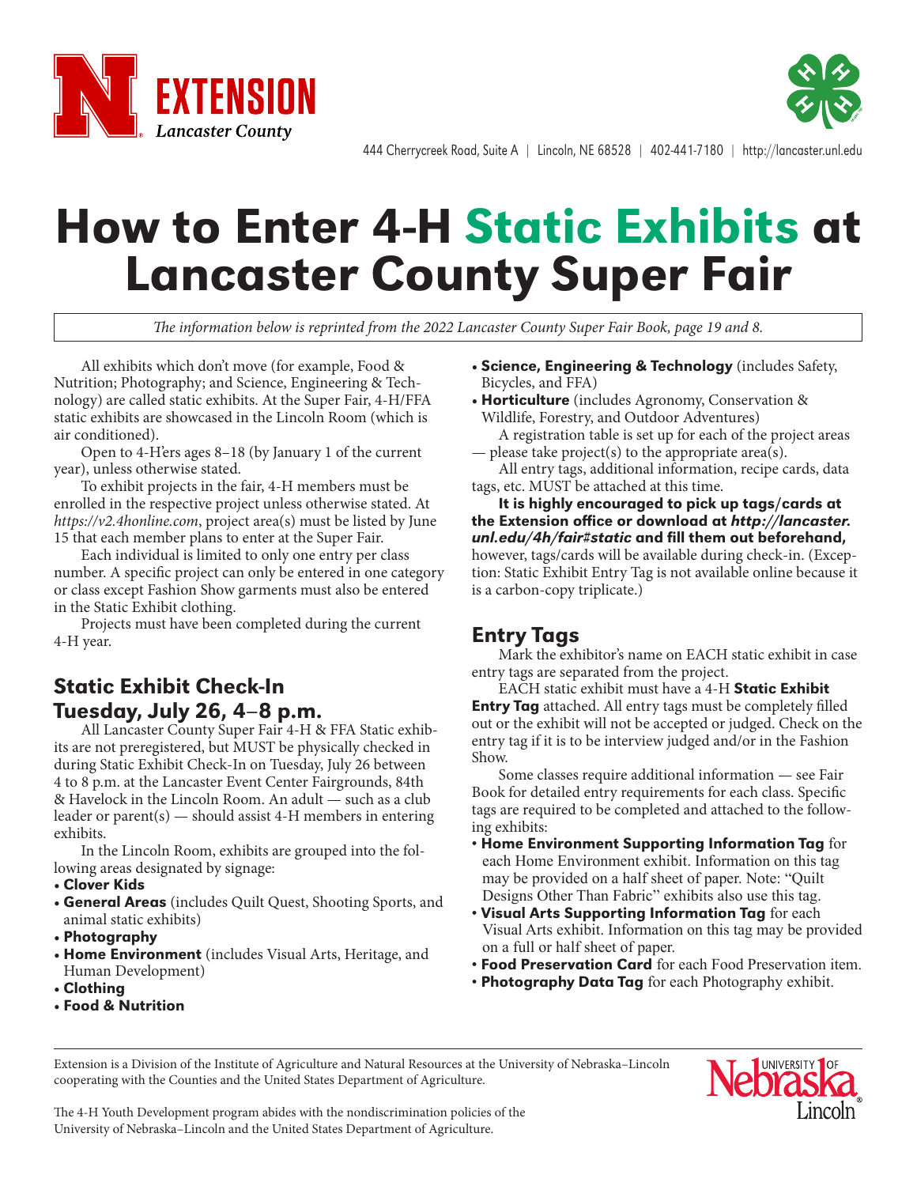Extension Lancaster County

444 Cherrycreek Road, Suite A | Lincoln, NE 68528 | 402-441-7180 | http://lancaster.unl.edu

# How to Enter 4-H Static Exhibits at Lancaster County Super Fair

*The information below is reprinted from the 2022 Lancaster County Super Fair Book, page 19 and 8.*

All exhibits which don't move (for example, Food & Nutrition; Photography; and Science, Engineering & Technology) are called static exhibits. At the Super Fair, 4-H/FFA static exhibits are showcased in the Lincoln Room (which is air conditioned).

Open to 4-H'ers ages 8–18 (by January 1 of the current year), unless otherwise stated.

To exhibit projects in the fair, 4-H members must be enrolled in the respective project unless otherwise stated. At *https://v2.4honline.com*, project area(s) must be listed by June 15 that each member plans to enter at the Super Fair.

Each individual is limited to only one entry per class number. A specific project can only be entered in one category or class except Fashion Show garments must also be entered in the Static Exhibit clothing.

Projects must have been completed during the current 4-H year.

## Static Exhibit Check-In Tuesday, July 26, 4–8 p.m.

All Lancaster County Super Fair 4-H & FFA Static exhibits are not preregistered, but MUST be physically checked in during Static Exhibit Check-In on Tuesday, July 26 between 4 to 8 p.m. at the Lancaster Event Center Fairgrounds, 84th & Havelock in the Lincoln Room. An adult — such as a club leader or parent(s) — should assist 4-H members in entering exhibits.

In the Lincoln Room, exhibits are grouped into the following areas designated by signage:

- **Clover Kids**
- **General Areas** (includes Quilt Quest, Shooting Sports, and animal static exhibits)
- **Photography**
- **Home Environment** (includes Visual Arts, Heritage, and Human Development)
- **Clothing**
- **Food & Nutrition**
- **Science, Engineering & Technology** (includes Safety, Bicycles, and FFA)
- **Horticulture** (includes Agronomy, Conservation & Wildlife, Forestry, and Outdoor Adventures)

A registration table is set up for each of the project areas — please take project(s) to the appropriate area(s).

All entry tags, additional information, recipe cards, data tags, etc. MUST be attached at this time.

**It is highly encouraged to pick up tags/cards at the Extension office or download at *http://lancaster.unl.edu/4h/fair#static* and fill them out beforehand,** however, tags/cards will be available during check-in. (Exception: Static Exhibit Entry Tag is not available online because it is a carbon-copy triplicate.)

## Entry Tags

Mark the exhibitor's name on EACH static exhibit in case entry tags are separated from the project.

EACH static exhibit must have a 4-H **Static Exhibit Entry Tag** attached. All entry tags must be completely filled out or the exhibit will not be accepted or judged. Check on the entry tag if it is to be interview judged and/or in the Fashion Show.

Some classes require additional information — see Fair Book for detailed entry requirements for each class. Specific tags are required to be completed and attached to the following exhibits:

- **Home Environment Supporting Information Tag** for each Home Environment exhibit. Information on this tag may be provided on a half sheet of paper. Note: "Quilt Designs Other Than Fabric" exhibits also use this tag.
- **Visual Arts Supporting Information Tag** for each Visual Arts exhibit. Information on this tag may be provided on a full or half sheet of paper.
- **Food Preservation Card** for each Food Preservation item.
- **Photography Data Tag** for each Photography exhibit.

Extension is a Division of the Institute of Agriculture and Natural Resources at the University of Nebraska–Lincoln cooperating with the Counties and the United States Department of Agriculture.

The 4-H Youth Development program abides with the nondiscrimination policies of the University of Nebraska–Lincoln and the United States Department of Agriculture.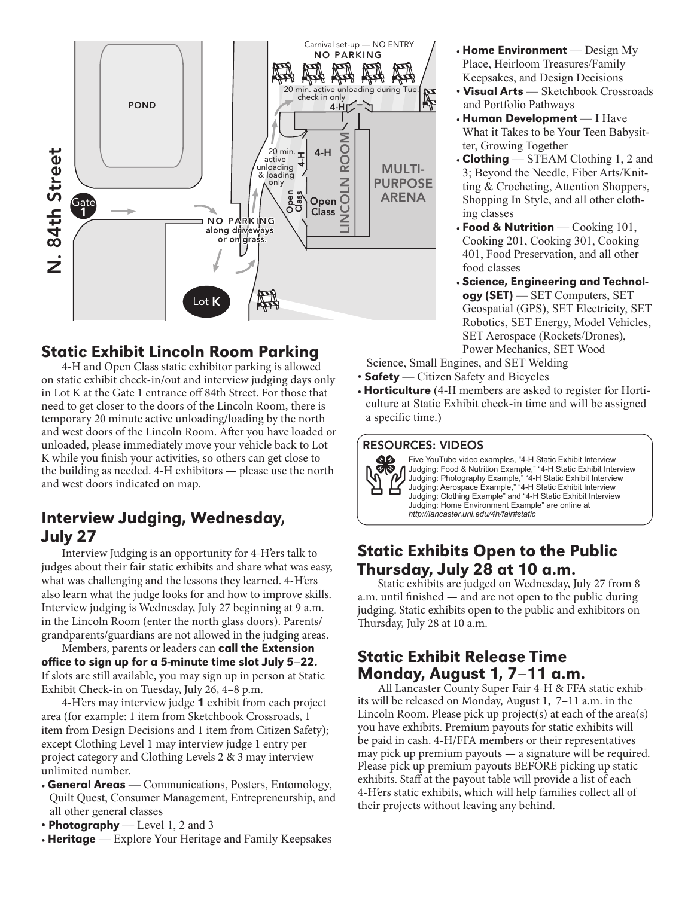N. 84th Street

Gate 1

POND

Carnival set-up — NO ENTRY
NO PARKING

20 min. active unloading during Tue. check in only

4-H

20 min. active unloading & loading only

4-H

4-H

Open Class

Open Class

LINCOLN ROOM

MULTI-PURPOSE ARENA

NO PARKING along driveways or on grass.

Lot K

## Static Exhibit Lincoln Room Parking

4-H and Open Class static exhibitor parking is allowed on static exhibit check-in/out and interview judging days only in Lot K at the Gate 1 entrance off 84th Street. For those that need to get closer to the doors of the Lincoln Room, there is temporary 20 minute active unloading/loading by the north and west doors of the Lincoln Room. After you have loaded or unloaded, please immediately move your vehicle back to Lot K while you finish your activities, so others can get close to the building as needed. 4-H exhibitors — please use the north and west doors indicated on map.

## Interview Judging, Wednesday, July 27

Interview Judging is an opportunity for 4-H'ers talk to judges about their fair static exhibits and share what was easy, what was challenging and the lessons they learned. 4-H'ers also learn what the judge looks for and how to improve skills. Interview judging is Wednesday, July 27 beginning at 9 a.m. in the Lincoln Room (enter the north glass doors). Parents/grandparents/guardians are not allowed in the judging areas.

Members, parents or leaders can **call the Extension office to sign up for a 5-minute time slot July 5–22.** If slots are still available, you may sign up in person at Static Exhibit Check-in on Tuesday, July 26, 4–8 p.m.

4-H'ers may interview judge **1** exhibit from each project area (for example: 1 item from Sketchbook Crossroads, 1 item from Design Decisions and 1 item from Citizen Safety); except Clothing Level 1 may interview judge 1 entry per project category and Clothing Levels 2 & 3 may interview unlimited number.

- **General Areas** — Communications, Posters, Entomology, Quilt Quest, Consumer Management, Entrepreneurship, and all other general classes
- **Photography** — Level 1, 2 and 3
- **Heritage** — Explore Your Heritage and Family Keepsakes
- **Home Environment** — Design My Place, Heirloom Treasures/Family Keepsakes, and Design Decisions
- **Visual Arts** — Sketchbook Crossroads and Portfolio Pathways
- **Human Development** — I Have What it Takes to be Your Teen Babysitter, Growing Together
- **Clothing** — STEAM Clothing 1, 2 and 3; Beyond the Needle, Fiber Arts/Knitting & Crocheting, Attention Shoppers, Shopping In Style, and all other clothing classes
- **Food & Nutrition** — Cooking 101, Cooking 201, Cooking 301, Cooking 401, Food Preservation, and all other food classes
- **Science, Engineering and Technology (SET)** — SET Computers, SET Geospatial (GPS), SET Electricity, SET Robotics, SET Energy, Model Vehicles, SET Aerospace (Rockets/Drones), Power Mechanics, SET Wood Science, Small Engines, and SET Welding
- **Safety** — Citizen Safety and Bicycles
- **Horticulture** (4-H members are asked to register for Horticulture at Static Exhibit check-in time and will be assigned a specific time.)

### RESOURCES: VIDEOS

Five YouTube video examples, "4-H Static Exhibit Interview Judging: Food & Nutrition Example," "4-H Static Exhibit Interview Judging: Photography Example," "4-H Static Exhibit Interview Judging: Aerospace Example," "4-H Static Exhibit Interview Judging: Clothing Example" and "4-H Static Exhibit Interview Judging: Home Environment Example" are online at *http://lancaster.unl.edu/4h/fair#static*

## Static Exhibits Open to the Public Thursday, July 28 at 10 a.m.

Static exhibits are judged on Wednesday, July 27 from 8 a.m. until finished — and are not open to the public during judging. Static exhibits open to the public and exhibitors on Thursday, July 28 at 10 a.m.

## Static Exhibit Release Time Monday, August 1, 7–11 a.m.

All Lancaster County Super Fair 4-H & FFA static exhibits will be released on Monday, August 1, 7–11 a.m. in the Lincoln Room. Please pick up project(s) at each of the area(s) you have exhibits. Premium payouts for static exhibits will be paid in cash. 4-H/FFA members or their representatives may pick up premium payouts — a signature will be required. Please pick up premium payouts BEFORE picking up static exhibits. Staff at the payout table will provide a list of each 4-H'ers static exhibits, which will help families collect all of their projects without leaving any behind.